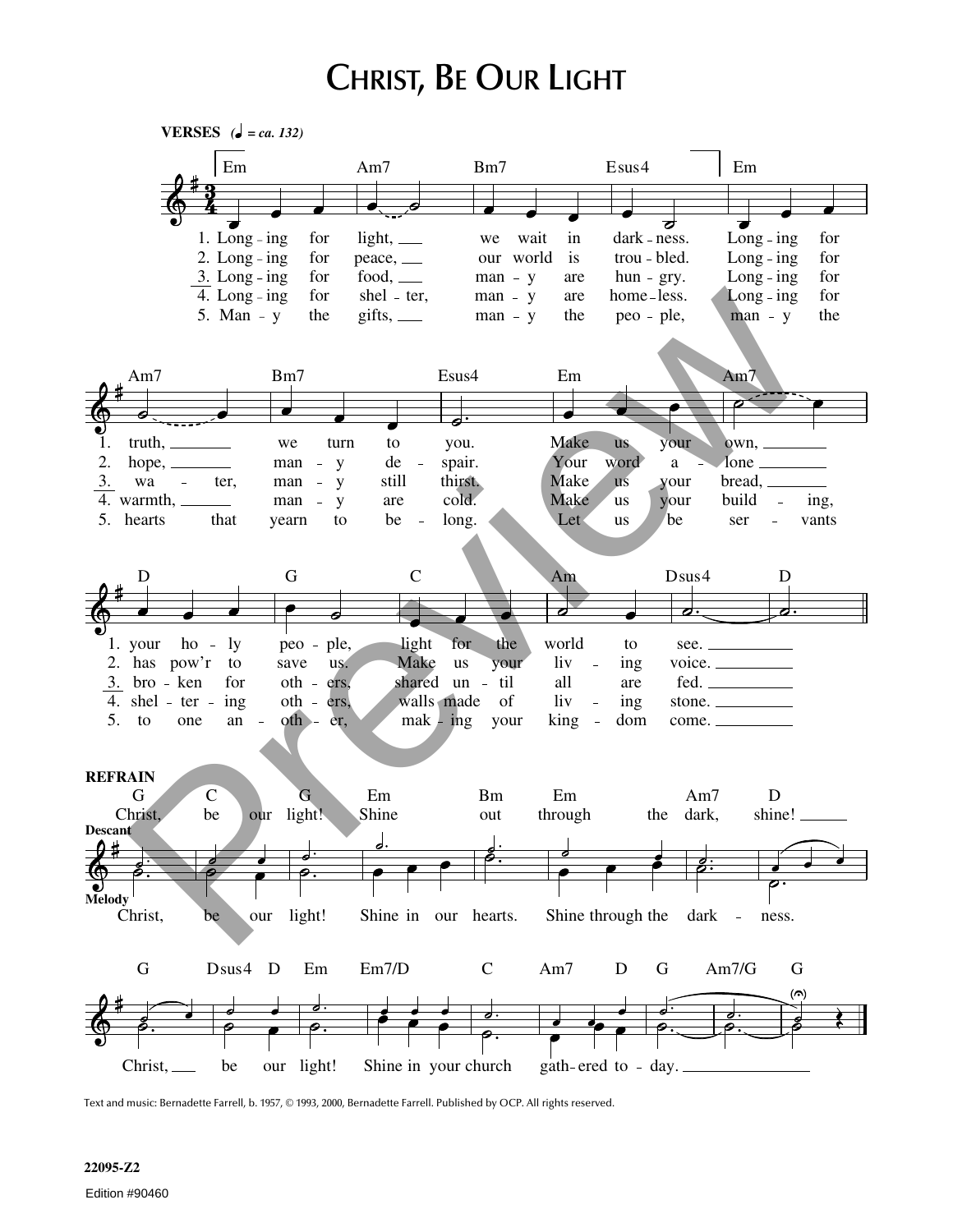# CHRIST, BE OUR LIGHT

**VERSES** *(♩ = ca. 132)*

Em Am7 Bm7 Esus4 Em

1. Long - ing for light, ___ we wait in dark - ness. Long - ing for
2. Long - ing for peace, ___ our world is trou - bled. Long - ing for
3. Long - ing for food, ___ man - y are hun - gry. Long - ing for
4. Long - ing for shel - ter, man - y are home - less. Long - ing for
5. Man - y the gifts, ___ man - y the peo - ple, man - y the

Am7 Bm7 Esus4 Em Am7

1. truth, ___ we turn to you. Make us your own, ___
2. hope, ___ man - y de - spair. Your word a - lone ___
3. wa - ter, man - y still thirst. Make us your bread, ___
4. warmth, ___ man - y are cold. Make us your build - ing,
5. hearts that yearn to be - long. Let us be ser - vants

D G C Am Dsus4 D

1. your ho - ly peo - ple, light for the world to see. ___
2. has pow'r to save us. Make us your liv - ing voice. ___
3. bro - ken for oth - ers, shared un - til all are fed. ___
4. shel - ter - ing oth - ers, walls made of liv - ing stone. ___
5. to one an - oth - er, mak - ing your king - dom come. ___

**REFRAIN**

G C G Em Bm Em Am7 D

Descant: Christ, be our light! Shine out through the dark, shine! ___

Melody: Christ, be our light! Shine in our hearts. Shine through the dark - ness.

G Dsus4 D Em Em7/D C Am7 D G Am7/G G

Christ, ___ be our light! Shine in your church gath - ered to - day. ___

Text and music: Bernadette Farrell, b. 1957, © 1993, 2000, Bernadette Farrell. Published by OCP. All rights reserved.

22095-Z2

Edition #90460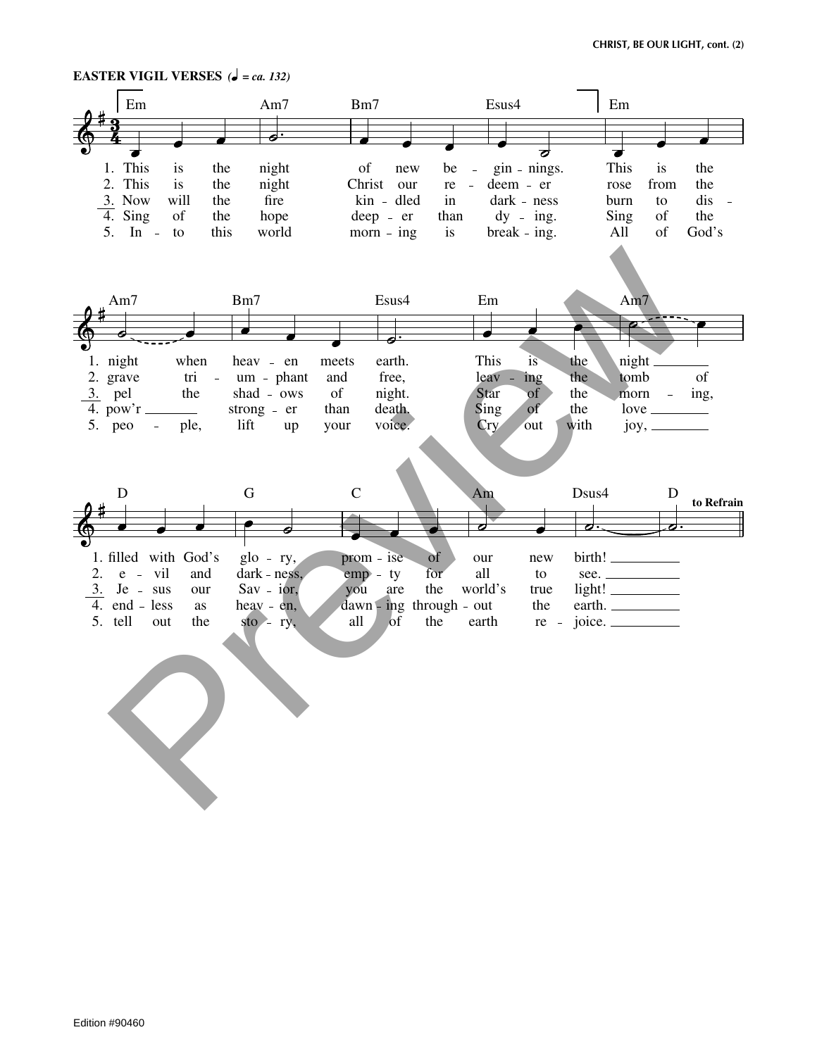## EASTER VIGIL VERSES (♩ = ca. 132)

Em Am7 Bm7 Esus4 Em

1. This is the night of new be - gin - nings. This is the
2. This is the night Christ our re - deem - er rose from the
3. Now will the fire kin - dled in dark - ness burn to dis -
4. Sing of the hope deep - er than dy - ing. Sing of the
5. In - to this world morn - ing is break - ing. All of God's

Am7 Bm7 Esus4 Em Am7

1. night when heav - en meets earth. This is the night
2. grave tri - um - phant and free, leav - ing the tomb of
3. pel the shad - ows of night. Star of the morn - ing,
4. pow'r strong - er than death. Sing of the love
5. peo - ple, lift up your voice. Cry out with joy,

D G C Am Dsus4 D *to Refrain*

1. filled with God's glo - ry, prom - ise of our new birth!
2. e - vil and dark - ness, emp - ty for all to see.
3. Je - sus our Sav - ior, you are the world's true light!
4. end - less as heav - en, dawn - ing through - out the earth.
5. tell out the sto - ry, all of the earth re - joice.

Edition #90460